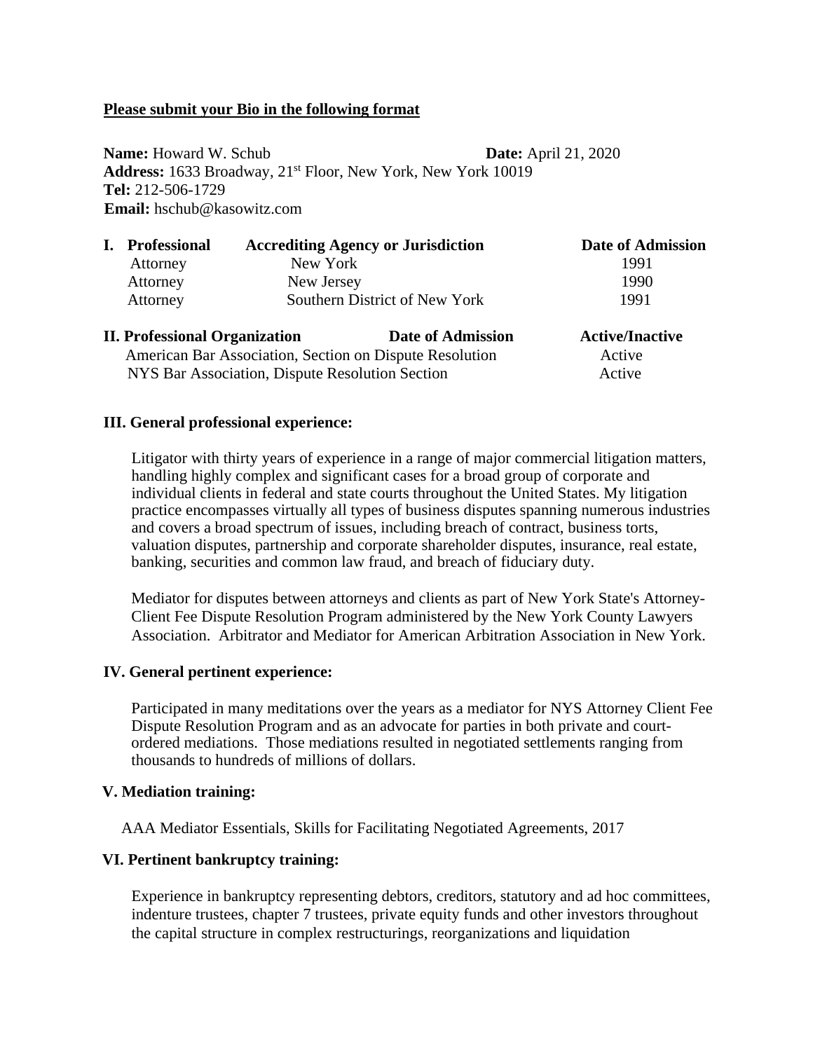**Please submit your Bio in the following format**

**Name:** Howard W. Schub **Date:** April 21, 2020
**Address:** 1633 Broadway, 21st Floor, New York, New York 10019
**Tel:** 212-506-1729
**Email:** hschub@kasowitz.com

| **I. Professional** | **Accrediting Agency or Jurisdiction** | **Date of Admission** |
|---|---|---|
| Attorney | New York | 1991 |
| Attorney | New Jersey | 1990 |
| Attorney | Southern District of New York | 1991 |

| **II. Professional Organization** | **Date of Admission** | **Active/Inactive** |
|---|---|---|
| American Bar Association, Section on Dispute Resolution | | Active |
| NYS Bar Association, Dispute Resolution Section | | Active |

**III. General professional experience:**

Litigator with thirty years of experience in a range of major commercial litigation matters, handling highly complex and significant cases for a broad group of corporate and individual clients in federal and state courts throughout the United States. My litigation practice encompasses virtually all types of business disputes spanning numerous industries and covers a broad spectrum of issues, including breach of contract, business torts, valuation disputes, partnership and corporate shareholder disputes, insurance, real estate, banking, securities and common law fraud, and breach of fiduciary duty.

Mediator for disputes between attorneys and clients as part of New York State's Attorney-Client Fee Dispute Resolution Program administered by the New York County Lawyers Association. Arbitrator and Mediator for American Arbitration Association in New York.

**IV. General pertinent experience:**

Participated in many meditations over the years as a mediator for NYS Attorney Client Fee Dispute Resolution Program and as an advocate for parties in both private and court-ordered mediations. Those mediations resulted in negotiated settlements ranging from thousands to hundreds of millions of dollars.

**V. Mediation training:**

AAA Mediator Essentials, Skills for Facilitating Negotiated Agreements, 2017

**VI. Pertinent bankruptcy training:**

Experience in bankruptcy representing debtors, creditors, statutory and ad hoc committees, indenture trustees, chapter 7 trustees, private equity funds and other investors throughout the capital structure in complex restructurings, reorganizations and liquidation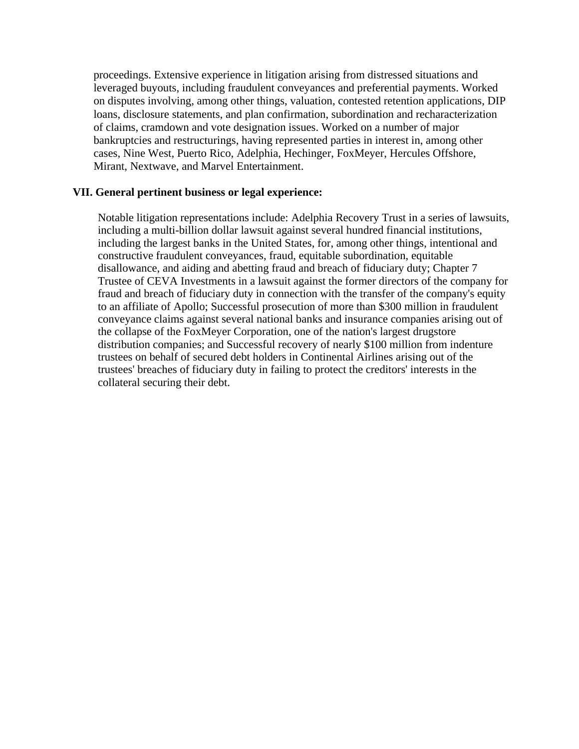proceedings. Extensive experience in litigation arising from distressed situations and leveraged buyouts, including fraudulent conveyances and preferential payments. Worked on disputes involving, among other things, valuation, contested retention applications, DIP loans, disclosure statements, and plan confirmation, subordination and recharacterization of claims, cramdown and vote designation issues. Worked on a number of major bankruptcies and restructurings, having represented parties in interest in, among other cases, Nine West, Puerto Rico, Adelphia, Hechinger, FoxMeyer, Hercules Offshore, Mirant, Nextwave, and Marvel Entertainment.

**VII. General pertinent business or legal experience:**

Notable litigation representations include: Adelphia Recovery Trust in a series of lawsuits, including a multi-billion dollar lawsuit against several hundred financial institutions, including the largest banks in the United States, for, among other things, intentional and constructive fraudulent conveyances, fraud, equitable subordination, equitable disallowance, and aiding and abetting fraud and breach of fiduciary duty; Chapter 7 Trustee of CEVA Investments in a lawsuit against the former directors of the company for fraud and breach of fiduciary duty in connection with the transfer of the company's equity to an affiliate of Apollo; Successful prosecution of more than $300 million in fraudulent conveyance claims against several national banks and insurance companies arising out of the collapse of the FoxMeyer Corporation, one of the nation's largest drugstore distribution companies; and Successful recovery of nearly $100 million from indenture trustees on behalf of secured debt holders in Continental Airlines arising out of the trustees' breaches of fiduciary duty in failing to protect the creditors' interests in the collateral securing their debt.